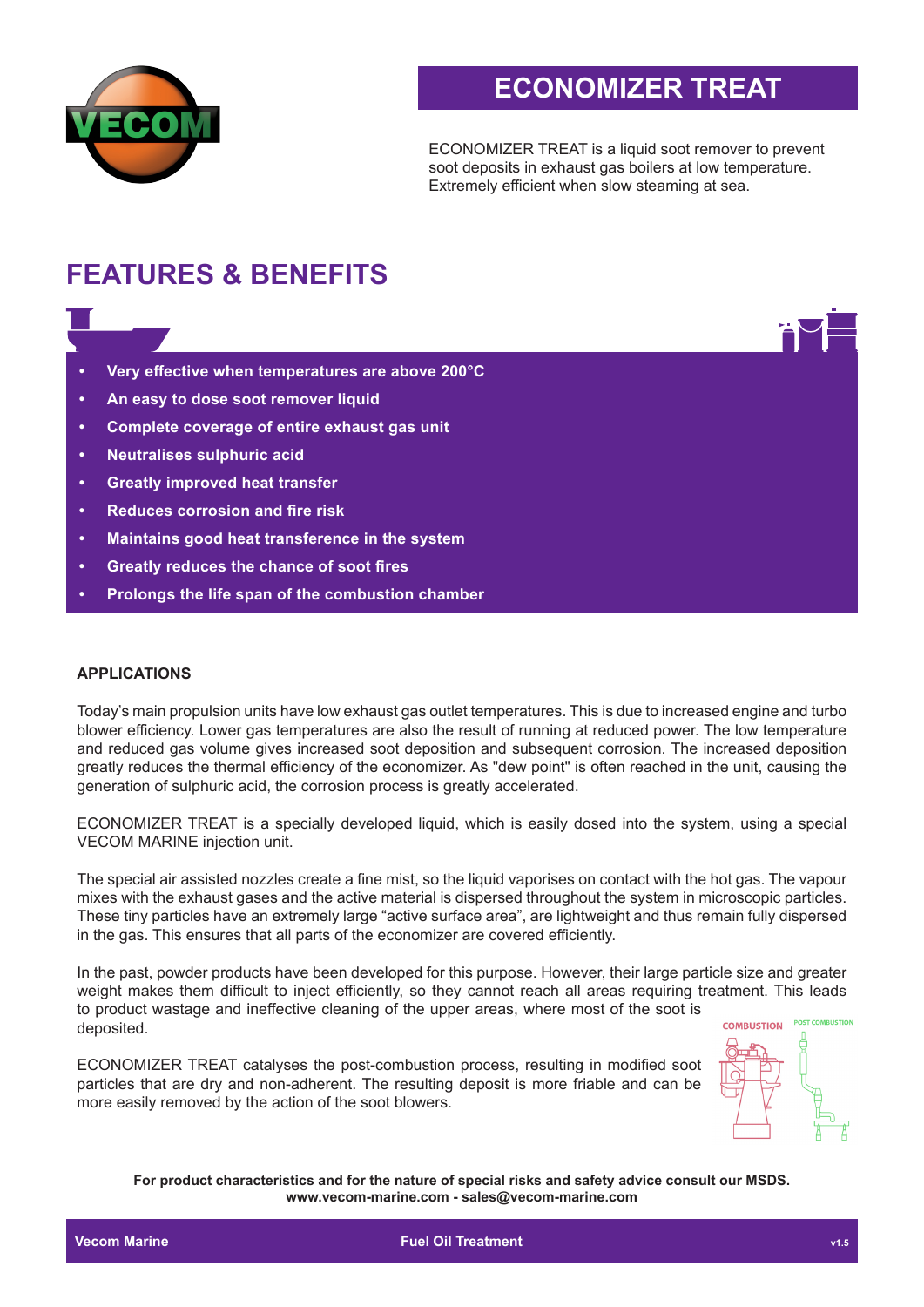# ECONOMIZER TREAT

ECONOMIZER TREAT is a liquid soot remover to prevent soot deposits in exhaust gas boilers at low temperature. Extremely efficient when slow steaming at sea.

## FEATURES & BENEFITS

- **Very effective when temperatures are above 200°C**
- **An easy to dose soot remover liquid**
- **Complete coverage of entire exhaust gas unit**
- **Neutralises sulphuric acid**
- **Greatly improved heat transfer**
- **Reduces corrosion and fire risk**
- **Maintains good heat transference in the system**
- **Greatly reduces the chance of soot fires**
- **Prolongs the life span of the combustion chamber**

### APPLICATIONS

Today's main propulsion units have low exhaust gas outlet temperatures. This is due to increased engine and turbo blower efficiency. Lower gas temperatures are also the result of running at reduced power. The low temperature and reduced gas volume gives increased soot deposition and subsequent corrosion. The increased deposition greatly reduces the thermal efficiency of the economizer. As "dew point" is often reached in the unit, causing the generation of sulphuric acid, the corrosion process is greatly accelerated.

ECONOMIZER TREAT is a specially developed liquid, which is easily dosed into the system, using a special VECOM MARINE injection unit.

The special air assisted nozzles create a fine mist, so the liquid vaporises on contact with the hot gas. The vapour mixes with the exhaust gases and the active material is dispersed throughout the system in microscopic particles. These tiny particles have an extremely large "active surface area", are lightweight and thus remain fully dispersed in the gas. This ensures that all parts of the economizer are covered efficiently.

In the past, powder products have been developed for this purpose. However, their large particle size and greater weight makes them difficult to inject efficiently, so they cannot reach all areas requiring treatment. This leads to product wastage and ineffective cleaning of the upper areas, where most of the soot is deposited.

ECONOMIZER TREAT catalyses the post-combustion process, resulting in modified soot particles that are dry and non-adherent. The resulting deposit is more friable and can be more easily removed by the action of the soot blowers.

COMBUSTION — POST COMBUSTION

**For product characteristics and for the nature of special risks and safety advice consult our MSDS.**
**www.vecom-marine.com - sales@vecom-marine.com**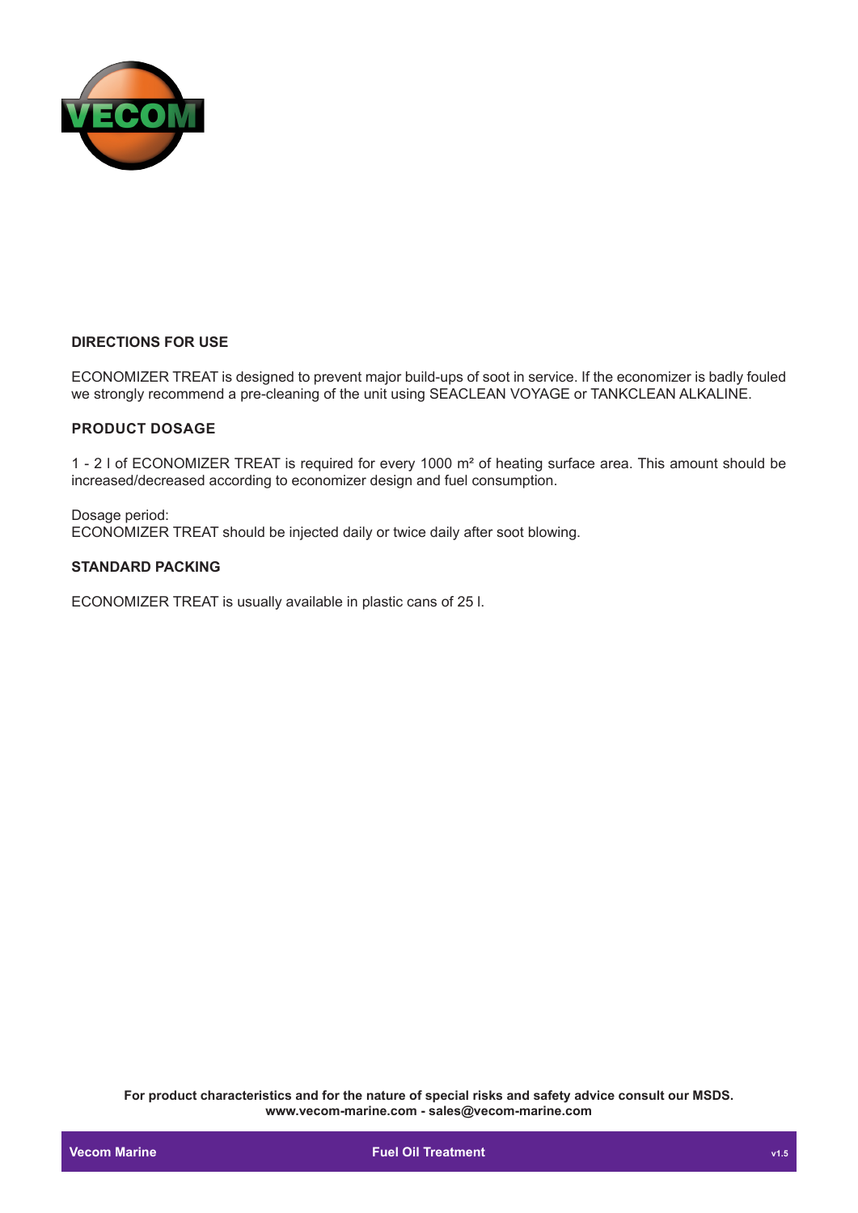## DIRECTIONS FOR USE

ECONOMIZER TREAT is designed to prevent major build-ups of soot in service. If the economizer is badly fouled we strongly recommend a pre-cleaning of the unit using SEACLEAN VOYAGE or TANKCLEAN ALKALINE.

## PRODUCT DOSAGE

1 - 2 l of ECONOMIZER TREAT is required for every 1000 m² of heating surface area. This amount should be increased/decreased according to economizer design and fuel consumption.

Dosage period:
ECONOMIZER TREAT should be injected daily or twice daily after soot blowing.

## STANDARD PACKING

ECONOMIZER TREAT is usually available in plastic cans of 25 l.

**For product characteristics and for the nature of special risks and safety advice consult our MSDS.**
**www.vecom-marine.com - sales@vecom-marine.com**